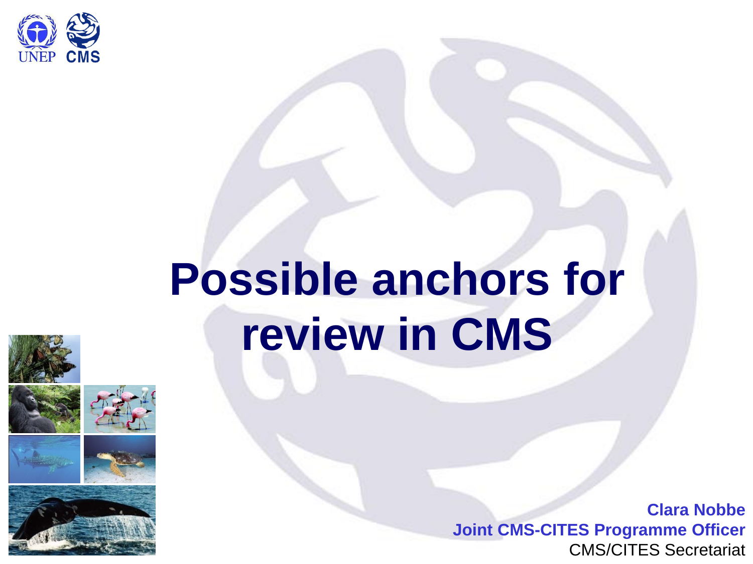UNEP CMS

# Possible anchors for review in CMS

**Clara Nobbe**
**Joint CMS-CITES Programme Officer**
CMS/CITES Secretariat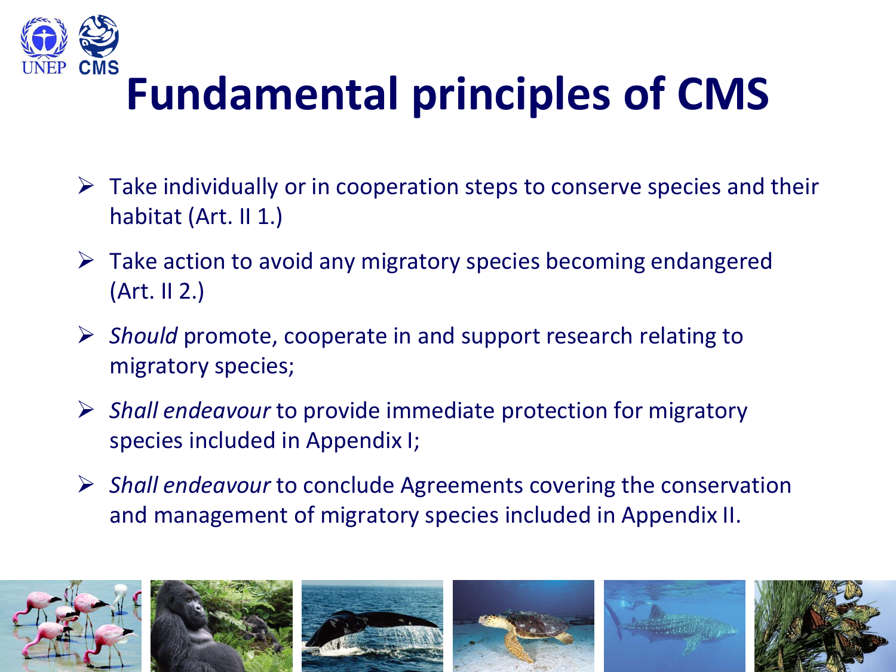# Fundamental principles of CMS

- Take individually or in cooperation steps to conserve species and their habitat (Art. II 1.)
- Take action to avoid any migratory species becoming endangered (Art. II 2.)
- *Should* promote, cooperate in and support research relating to migratory species;
- *Shall endeavour* to provide immediate protection for migratory species included in Appendix I;
- *Shall endeavour* to conclude Agreements covering the conservation and management of migratory species included in Appendix II.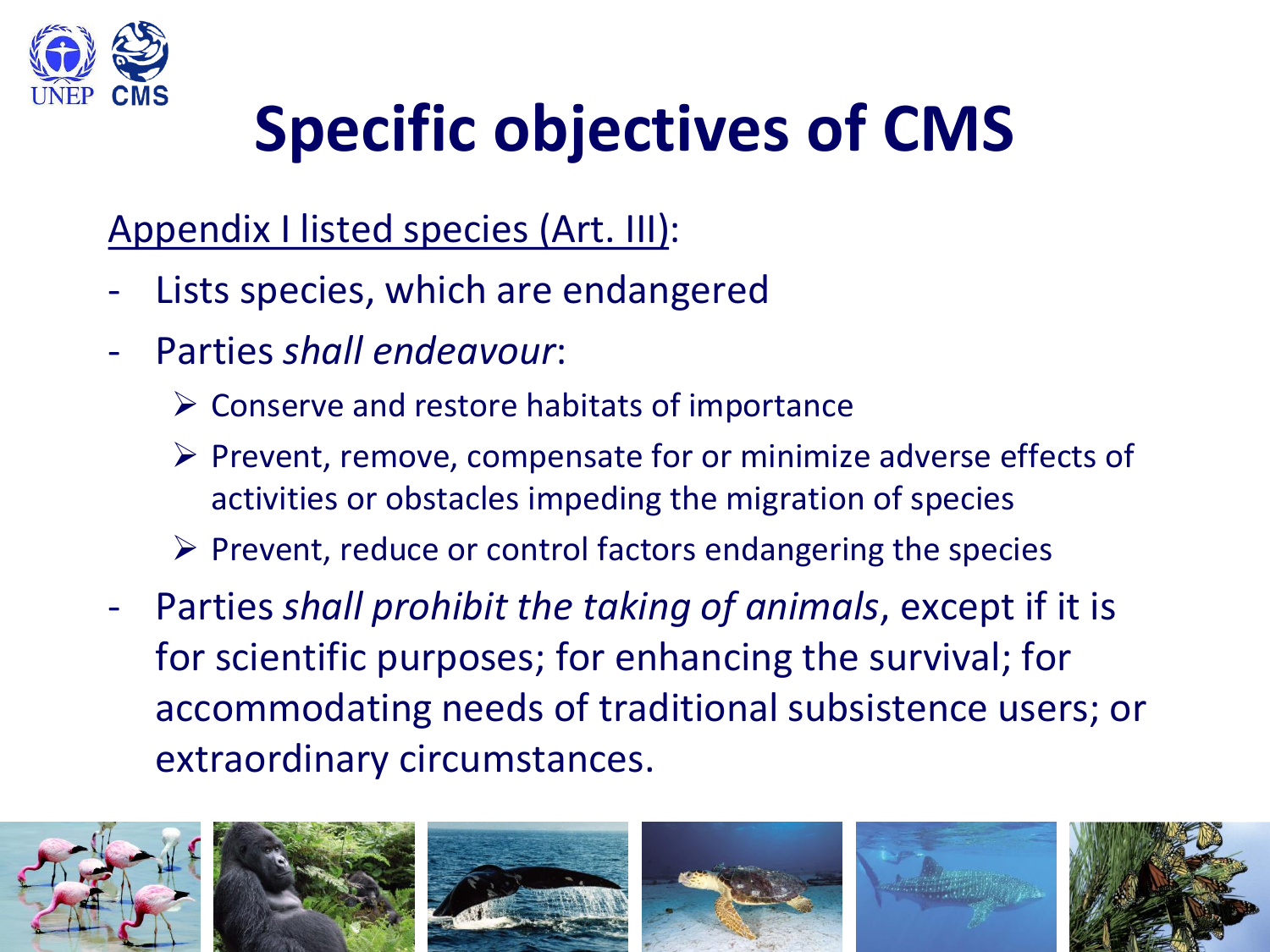# Specific objectives of CMS

<u>Appendix I listed species (Art. III)</u>:

- Lists species, which are endangered
- Parties *shall endeavour*:
  - Conserve and restore habitats of importance
  - Prevent, remove, compensate for or minimize adverse effects of activities or obstacles impeding the migration of species
  - Prevent, reduce or control factors endangering the species
- Parties *shall prohibit the taking of animals*, except if it is for scientific purposes; for enhancing the survival; for accommodating needs of traditional subsistence users; or extraordinary circumstances.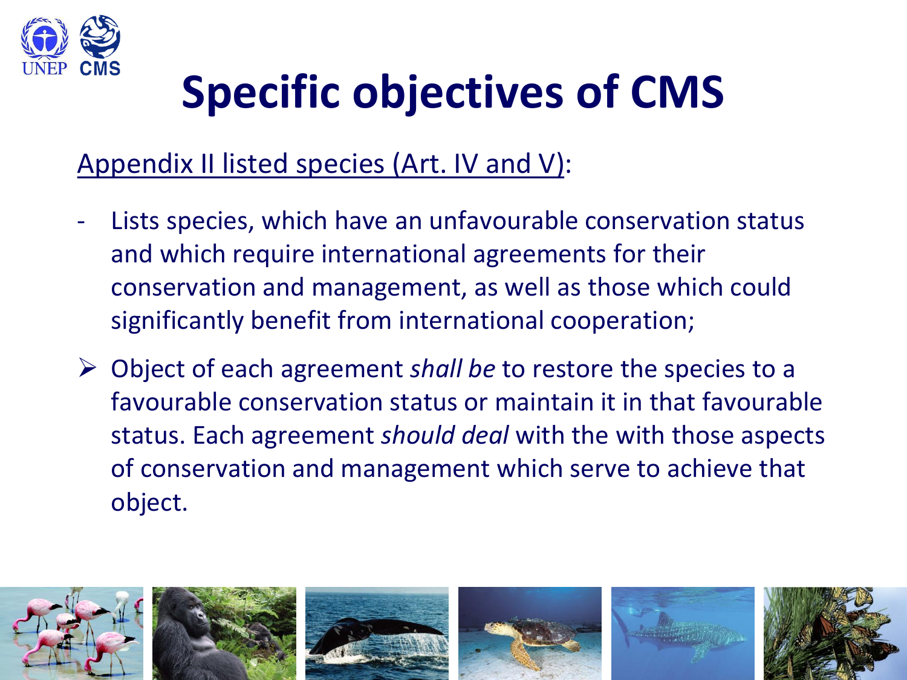# Specific objectives of CMS

Appendix II listed species (Art. IV and V):

- Lists species, which have an unfavourable conservation status and which require international agreements for their conservation and management, as well as those which could significantly benefit from international cooperation;

- Object of each agreement *shall be* to restore the species to a favourable conservation status or maintain it in that favourable status. Each agreement *should deal* with the with those aspects of conservation and management which serve to achieve that object.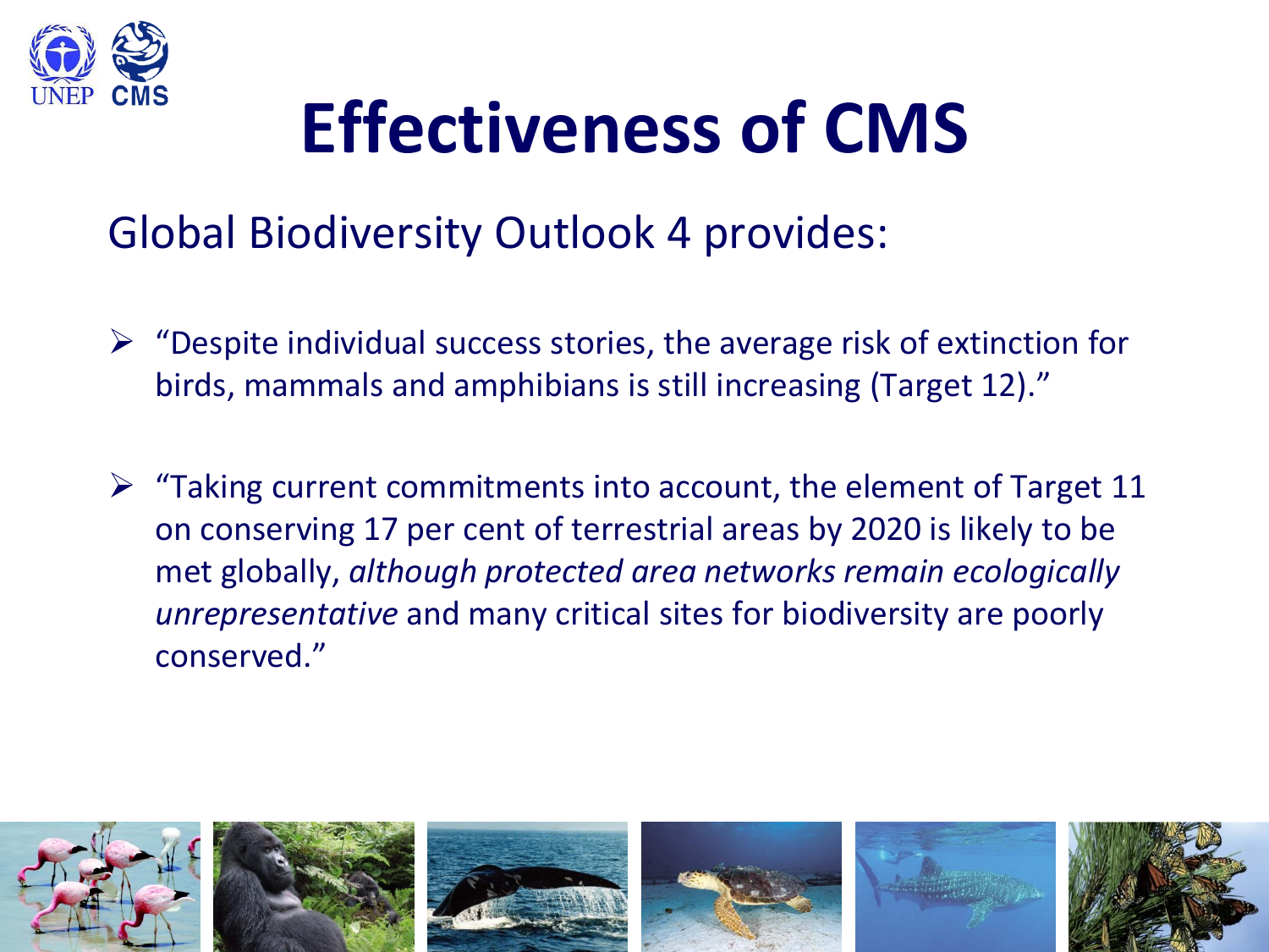# Effectiveness of CMS

Global Biodiversity Outlook 4 provides:

- "Despite individual success stories, the average risk of extinction for birds, mammals and amphibians is still increasing (Target 12)."
- "Taking current commitments into account, the element of Target 11 on conserving 17 per cent of terrestrial areas by 2020 is likely to be met globally, *although protected area networks remain ecologically unrepresentative* and many critical sites for biodiversity are poorly conserved."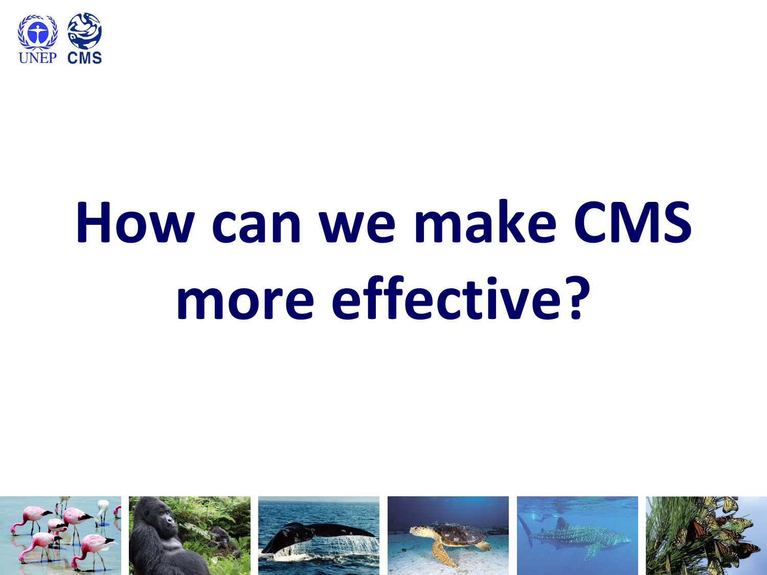# How can we make CMS more effective?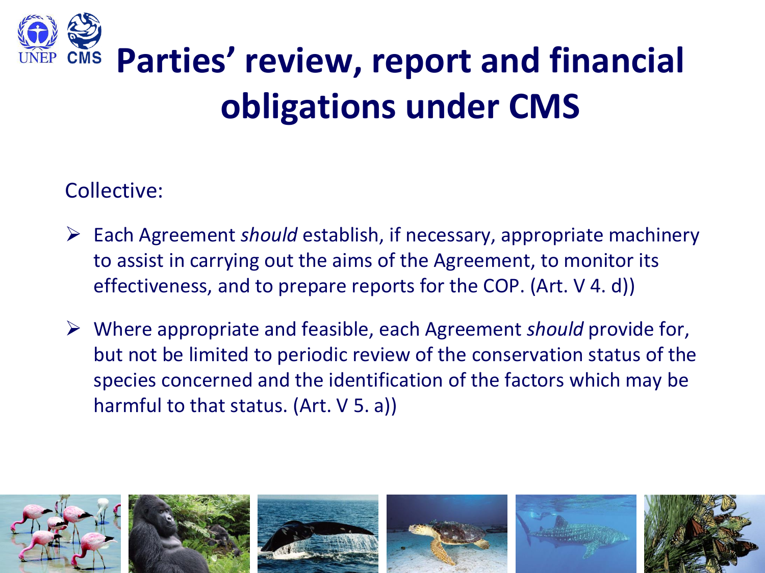# Parties’ review, report and financial obligations under CMS

Collective:

- Each Agreement *should* establish, if necessary, appropriate machinery to assist in carrying out the aims of the Agreement, to monitor its effectiveness, and to prepare reports for the COP. (Art. V 4. d))
- Where appropriate and feasible, each Agreement *should* provide for, but not be limited to periodic review of the conservation status of the species concerned and the identification of the factors which may be harmful to that status. (Art. V 5. a))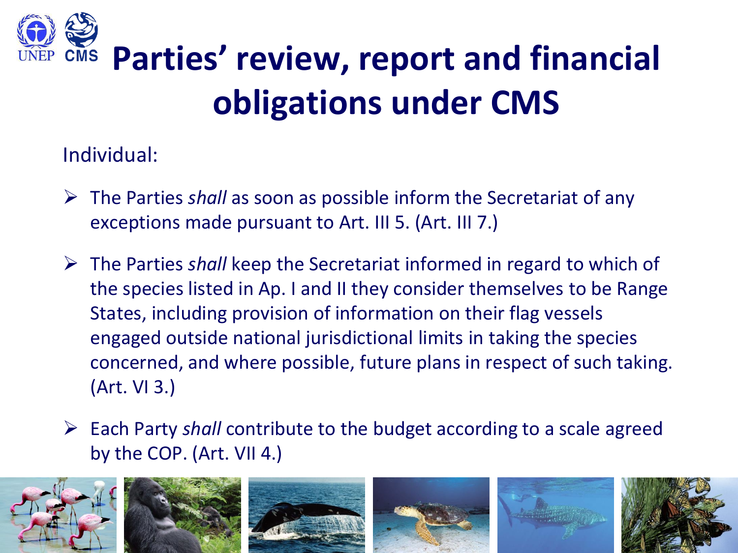# Parties' review, report and financial obligations under CMS

Individual:

- The Parties *shall* as soon as possible inform the Secretariat of any exceptions made pursuant to Art. III 5. (Art. III 7.)
- The Parties *shall* keep the Secretariat informed in regard to which of the species listed in Ap. I and II they consider themselves to be Range States, including provision of information on their flag vessels engaged outside national jurisdictional limits in taking the species concerned, and where possible, future plans in respect of such taking. (Art. VI 3.)
- Each Party *shall* contribute to the budget according to a scale agreed by the COP. (Art. VII 4.)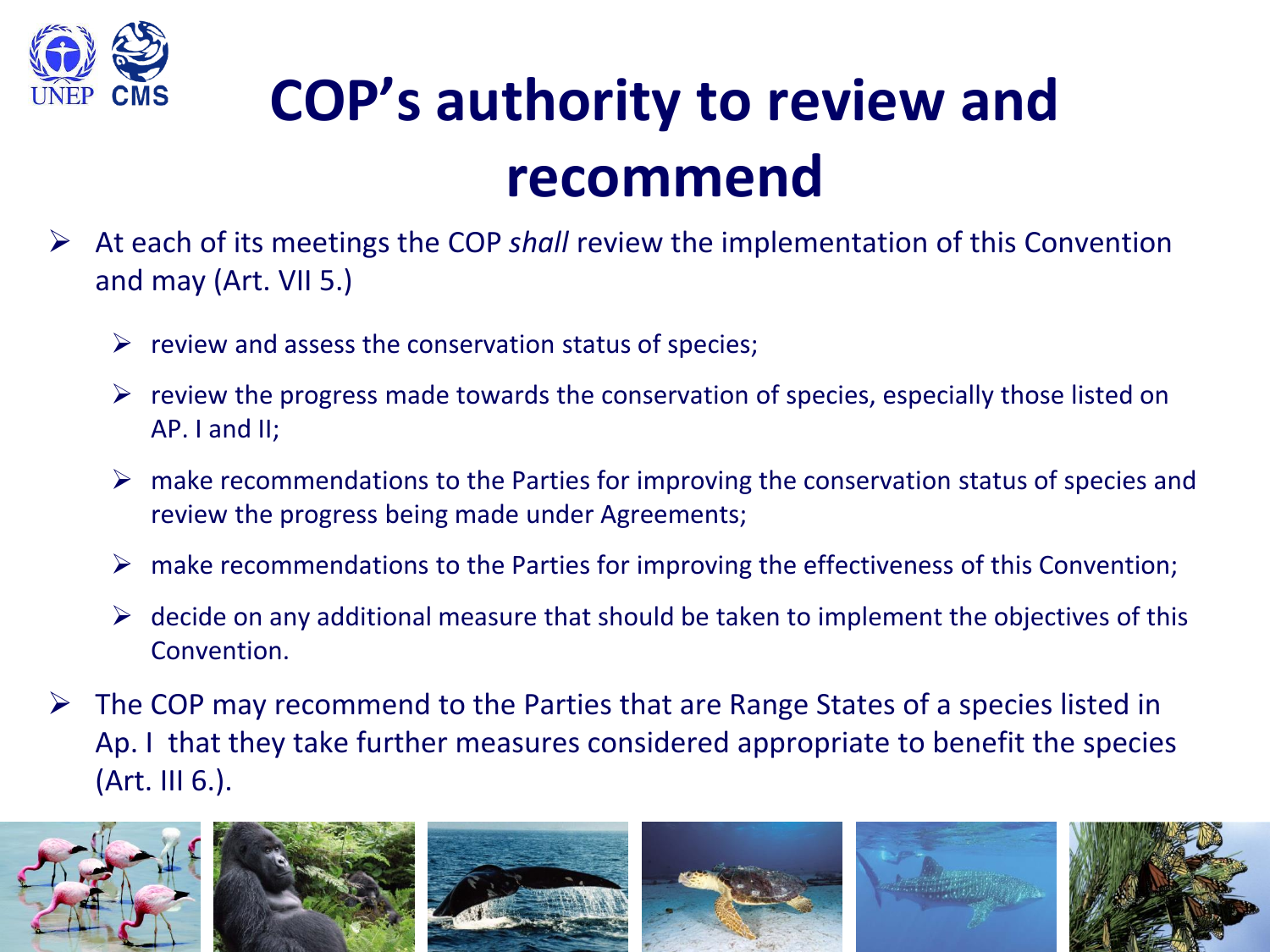# COP's authority to review and recommend

- At each of its meetings the COP *shall* review the implementation of this Convention and may (Art. VII 5.)
  - review and assess the conservation status of species;
  - review the progress made towards the conservation of species, especially those listed on AP. I and II;
  - make recommendations to the Parties for improving the conservation status of species and review the progress being made under Agreements;
  - make recommendations to the Parties for improving the effectiveness of this Convention;
  - decide on any additional measure that should be taken to implement the objectives of this Convention.
- The COP may recommend to the Parties that are Range States of a species listed in Ap. I that they take further measures considered appropriate to benefit the species (Art. III 6.).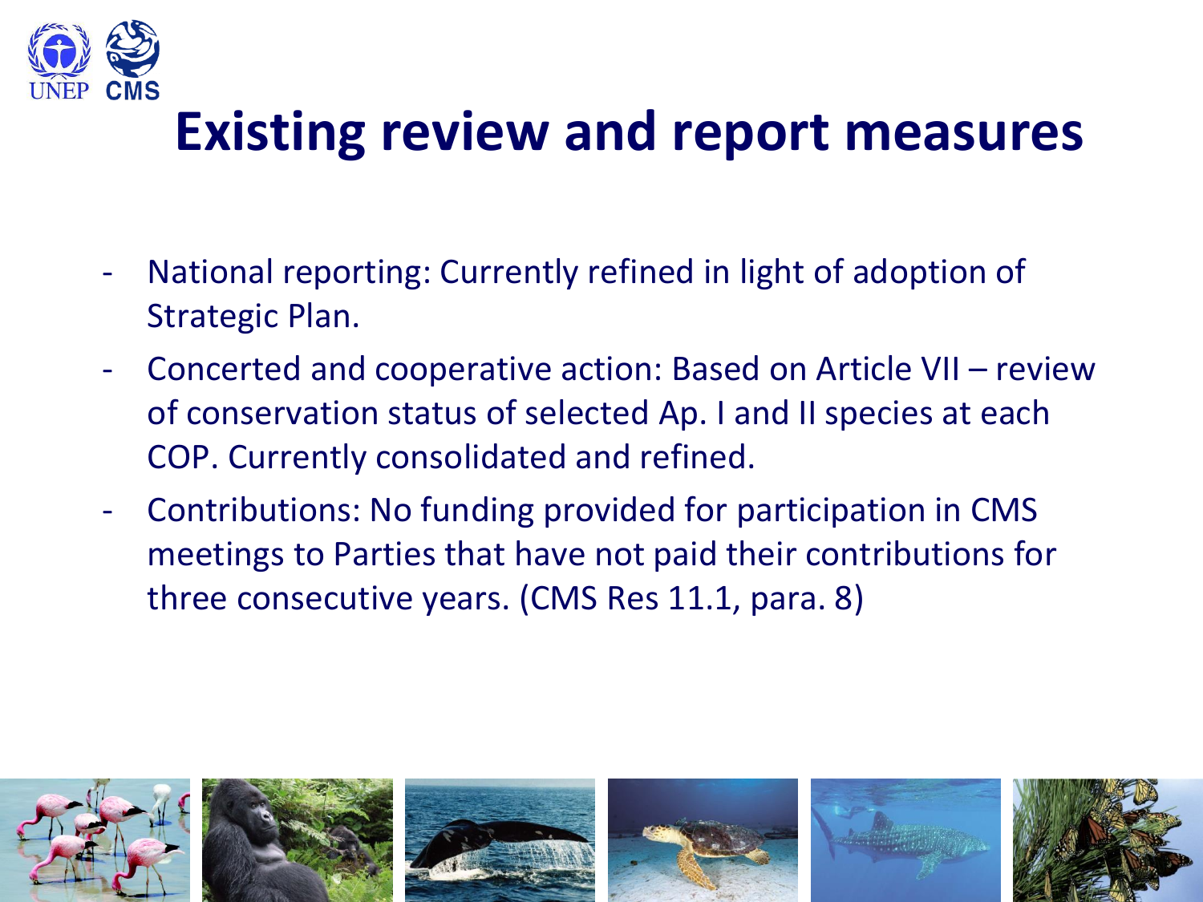# Existing review and report measures

- National reporting: Currently refined in light of adoption of Strategic Plan.
- Concerted and cooperative action: Based on Article VII – review of conservation status of selected Ap. I and II species at each COP. Currently consolidated and refined.
- Contributions: No funding provided for participation in CMS meetings to Parties that have not paid their contributions for three consecutive years. (CMS Res 11.1, para. 8)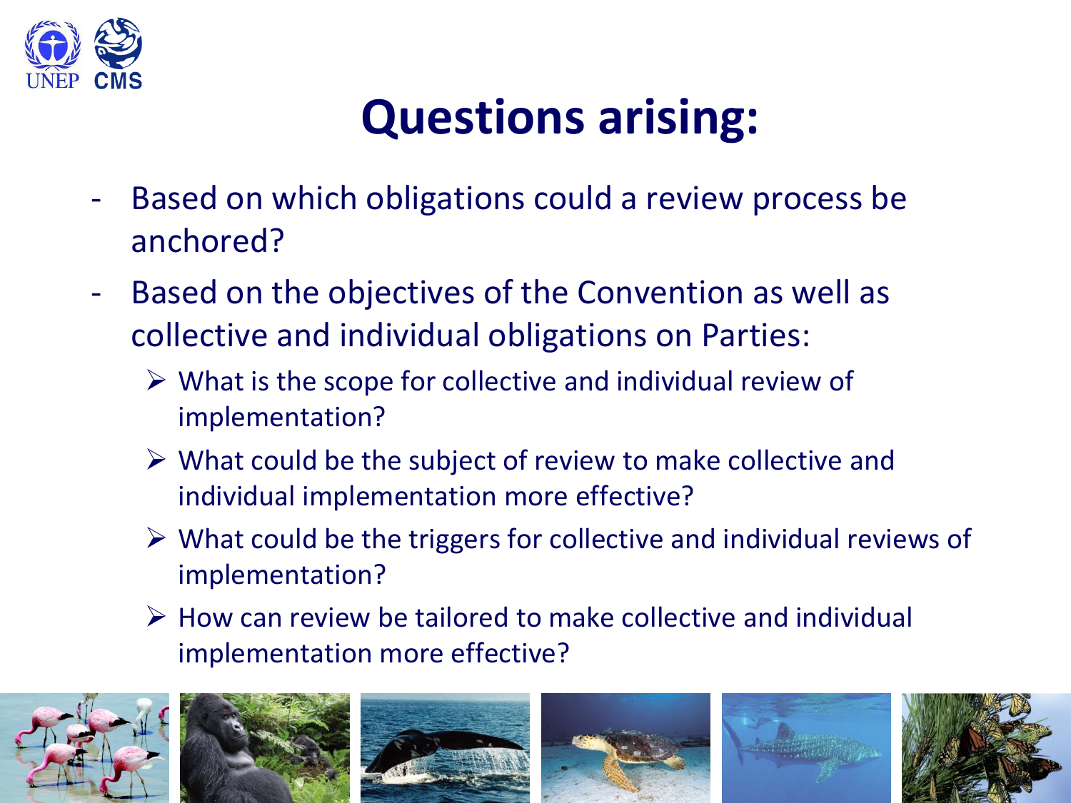# Questions arising:

- Based on which obligations could a review process be anchored?
- Based on the objectives of the Convention as well as collective and individual obligations on Parties:
  - What is the scope for collective and individual review of implementation?
  - What could be the subject of review to make collective and individual implementation more effective?
  - What could be the triggers for collective and individual reviews of implementation?
  - How can review be tailored to make collective and individual implementation more effective?